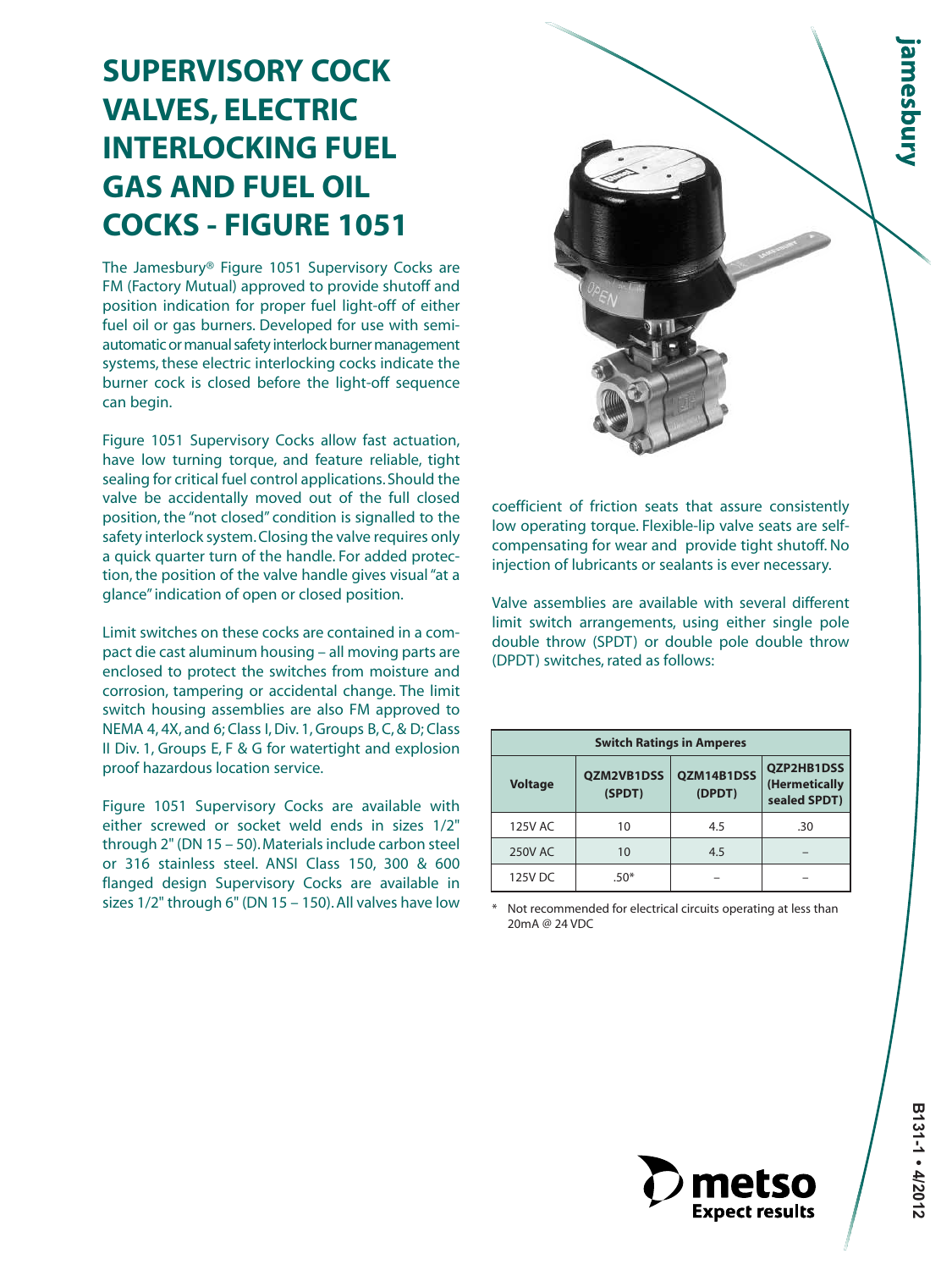# SUPERVISORY COCK VALVES, ELECTRIC INTERLOCKING FUEL GAS AND FUEL OIL COCKS - FIGURE 1051

The Jamesbury® Figure 1051 Supervisory Cocks are FM (Factory Mutual) approved to provide shutoff and position indication for proper fuel light-off of either fuel oil or gas burners. Developed for use with semi-automatic or manual safety interlock burner management systems, these electric interlocking cocks indicate the burner cock is closed before the light-off sequence can begin.

Figure 1051 Supervisory Cocks allow fast actuation, have low turning torque, and feature reliable, tight sealing for critical fuel control applications. Should the valve be accidentally moved out of the full closed position, the "not closed" condition is signalled to the safety interlock system. Closing the valve requires only a quick quarter turn of the handle. For added protection, the position of the valve handle gives visual "at a glance" indication of open or closed position.

Limit switches on these cocks are contained in a compact die cast aluminum housing – all moving parts are enclosed to protect the switches from moisture and corrosion, tampering or accidental change. The limit switch housing assemblies are also FM approved to NEMA 4, 4X, and 6; Class I, Div. 1, Groups B, C, & D; Class II Div. 1, Groups E, F & G for watertight and explosion proof hazardous location service.

Figure 1051 Supervisory Cocks are available with either screwed or socket weld ends in sizes 1/2" through 2" (DN 15 – 50). Materials include carbon steel or 316 stainless steel. ANSI Class 150, 300 & 600 flanged design Supervisory Cocks are available in sizes 1/2" through 6" (DN 15 – 150). All valves have low coefficient of friction seats that assure consistently low operating torque. Flexible-lip valve seats are self-compensating for wear and provide tight shutoff. No injection of lubricants or sealants is ever necessary.

Valve assemblies are available with several different limit switch arrangements, using either single pole double throw (SPDT) or double pole double throw (DPDT) switches, rated as follows:

| Switch Ratings in Amperes | | | |
|---|---|---|---|
| **Voltage** | **QZM2VB1DSS (SPDT)** | **QZM14B1DSS (DPDT)** | **QZP2HB1DSS (Hermetically sealed SPDT)** |
| 125V AC | 10 | 4.5 | .30 |
| 250V AC | 10 | 4.5 | – |
| 125V DC | .50* | – | – |

\* Not recommended for electrical circuits operating at less than 20mA @ 24 VDC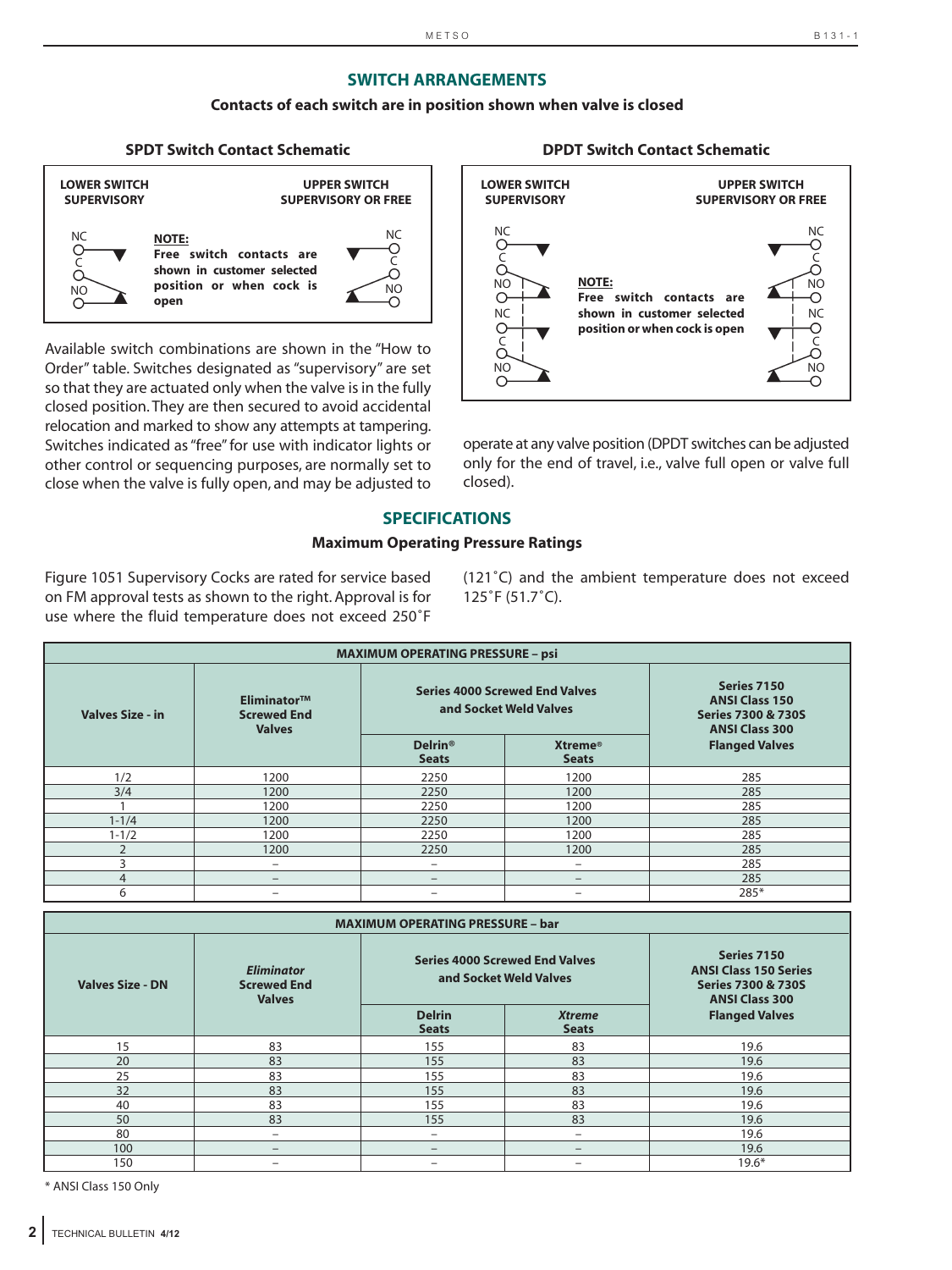## SWITCH ARRANGEMENTS

**Contacts of each switch are in position shown when valve is closed**

### SPDT Switch Contact Schematic

LOWER SWITCH SUPERVISORY — UPPER SWITCH SUPERVISORY OR FREE

NC, C, NO — NC, C, NO

**NOTE:** Free switch contacts are shown in customer selected position or when cock is open

### DPDT Switch Contact Schematic

LOWER SWITCH SUPERVISORY — UPPER SWITCH SUPERVISORY OR FREE

NC, C, NO, NC, C, NO — NC, C, NO, NC, C, NO

**NOTE:** Free switch contacts are shown in customer selected position or when cock is open

Available switch combinations are shown in the "How to Order" table. Switches designated as "supervisory" are set so that they are actuated only when the valve is in the fully closed position. They are then secured to avoid accidental relocation and marked to show any attempts at tampering. Switches indicated as "free" for use with indicator lights or other control or sequencing purposes, are normally set to close when the valve is fully open, and may be adjusted to operate at any valve position (DPDT switches can be adjusted only for the end of travel, i.e., valve full open or valve full closed).

## SPECIFICATIONS

### Maximum Operating Pressure Ratings

Figure 1051 Supervisory Cocks are rated for service based on FM approval tests as shown to the right. Approval is for use where the fluid temperature does not exceed 250˚F (121˚C) and the ambient temperature does not exceed 125˚F (51.7˚C).

| MAXIMUM OPERATING PRESSURE – psi | | | | |
|---|---|---|---|---|
| **Valves Size - in** | **Eliminator™ Screwed End Valves** | **Series 4000 Screwed End Valves and Socket Weld Valves** | | **Series 7150 ANSI Class 150 Series 7300 & 730S ANSI Class 300 Flanged Valves** |
| | | **Delrin® Seats** | **Xtreme® Seats** | |
| 1/2 | 1200 | 2250 | 1200 | 285 |
| 3/4 | 1200 | 2250 | 1200 | 285 |
| 1 | 1200 | 2250 | 1200 | 285 |
| 1-1/4 | 1200 | 2250 | 1200 | 285 |
| 1-1/2 | 1200 | 2250 | 1200 | 285 |
| 2 | 1200 | 2250 | 1200 | 285 |
| 3 | – | – | – | 285 |
| 4 | – | – | – | 285 |
| 6 | – | – | – | 285* |

| MAXIMUM OPERATING PRESSURE – bar | | | | |
|---|---|---|---|---|
| **Valves Size - DN** | ***Eliminator* Screwed End Valves** | **Series 4000 Screwed End Valves and Socket Weld Valves** | | **Series 7150 ANSI Class 150 Series Series 7300 & 730S ANSI Class 300 Flanged Valves** |
| | | **Delrin Seats** | ***Xtreme* Seats** | |
| 15 | 83 | 155 | 83 | 19.6 |
| 20 | 83 | 155 | 83 | 19.6 |
| 25 | 83 | 155 | 83 | 19.6 |
| 32 | 83 | 155 | 83 | 19.6 |
| 40 | 83 | 155 | 83 | 19.6 |
| 50 | 83 | 155 | 83 | 19.6 |
| 80 | – | – | – | 19.6 |
| 100 | – | – | – | 19.6 |
| 150 | – | – | – | 19.6* |

\* ANSI Class 150 Only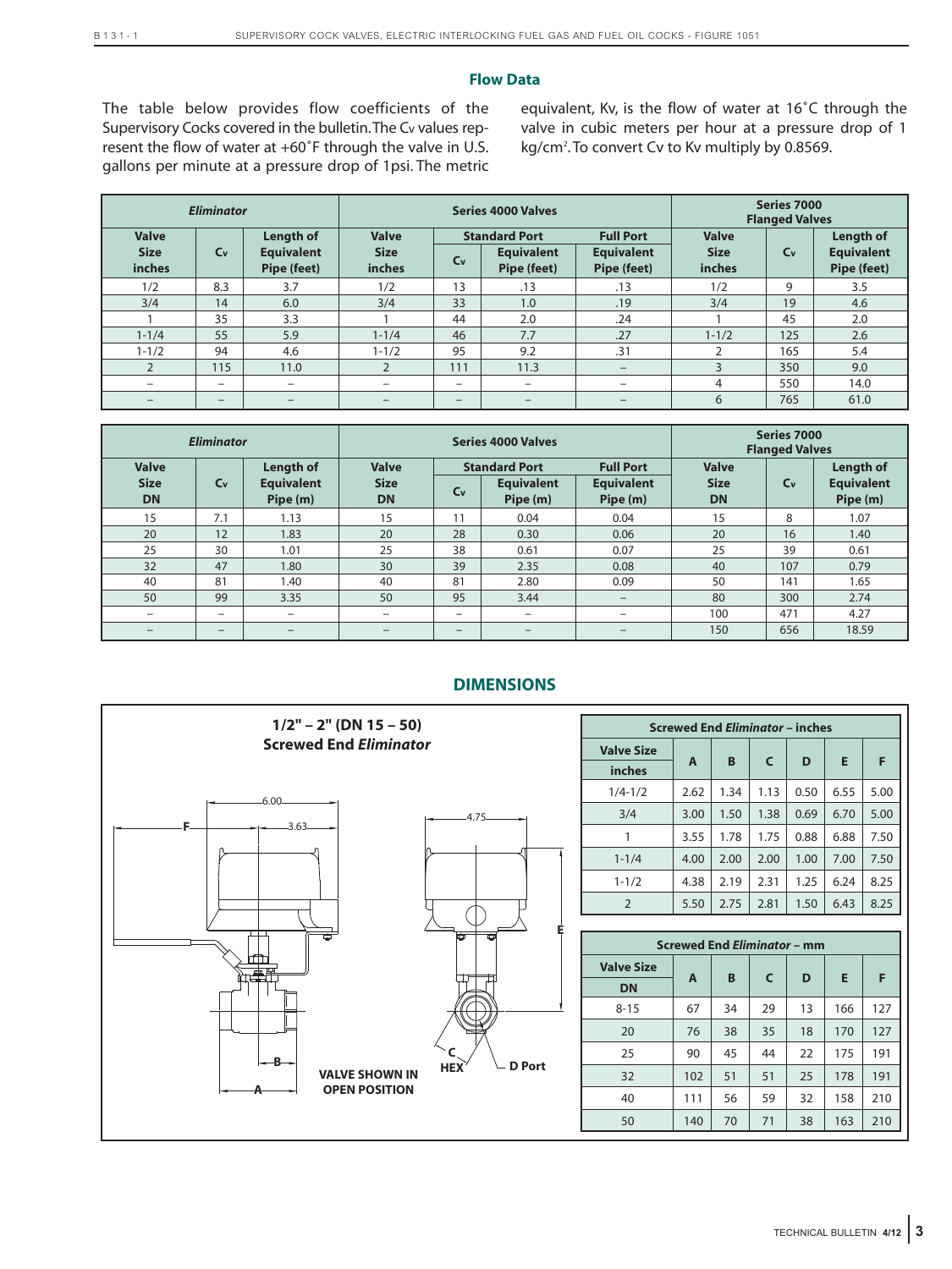## Flow Data

The table below provides flow coefficients of the Supervisory Cocks covered in the bulletin. The $C_v$ values represent the flow of water at +60˚F through the valve in U.S. gallons per minute at a pressure drop of 1psi. The metric equivalent, Kv, is the flow of water at 16˚C through the valve in cubic meters per hour at a pressure drop of 1 kg/cm². To convert Cv to Kv multiply by 0.8569.

| *Eliminator* | | | Series 4000 Valves | | | | Series 7000 Flanged Valves | | |
|---|---|---|---|---|---|---|---|---|---|
| Valve Size inches | $C_v$ | Length of Equivalent Pipe (feet) | Valve Size inches | Standard Port $C_v$ | Standard Port Equivalent Pipe (feet) | Full Port Equivalent Pipe (feet) | Valve Size inches | $C_v$ | Length of Equivalent Pipe (feet) |
| 1/2 | 8.3 | 3.7 | 1/2 | 13 | .13 | .13 | 1/2 | 9 | 3.5 |
| 3/4 | 14 | 6.0 | 3/4 | 33 | 1.0 | .19 | 3/4 | 19 | 4.6 |
| 1 | 35 | 3.3 | 1 | 44 | 2.0 | .24 | 1 | 45 | 2.0 |
| 1-1/4 | 55 | 5.9 | 1-1/4 | 46 | 7.7 | .27 | 1-1/2 | 125 | 2.6 |
| 1-1/2 | 94 | 4.6 | 1-1/2 | 95 | 9.2 | .31 | 2 | 165 | 5.4 |
| 2 | 115 | 11.0 | 2 | 111 | 11.3 | – | 3 | 350 | 9.0 |
| – | – | – | – | – | – | – | 4 | 550 | 14.0 |
| – | – | – | – | – | – | – | 6 | 765 | 61.0 |

| *Eliminator* | | | Series 4000 Valves | | | | Series 7000 Flanged Valves | | |
|---|---|---|---|---|---|---|---|---|---|
| Valve Size DN | $C_v$ | Length of Equivalent Pipe (m) | Valve Size DN | Standard Port $C_v$ | Standard Port Equivalent Pipe (m) | Full Port Equivalent Pipe (m) | Valve Size DN | $C_v$ | Length of Equivalent Pipe (m) |
| 15 | 7.1 | 1.13 | 15 | 11 | 0.04 | 0.04 | 15 | 8 | 1.07 |
| 20 | 12 | 1.83 | 20 | 28 | 0.30 | 0.06 | 20 | 16 | 1.40 |
| 25 | 30 | 1.01 | 25 | 38 | 0.61 | 0.07 | 25 | 39 | 0.61 |
| 32 | 47 | 1.80 | 30 | 39 | 2.35 | 0.08 | 40 | 107 | 0.79 |
| 40 | 81 | 1.40 | 40 | 81 | 2.80 | 0.09 | 50 | 141 | 1.65 |
| 50 | 99 | 3.35 | 50 | 95 | 3.44 | – | 80 | 300 | 2.74 |
| – | – | – | – | – | – | – | 100 | 471 | 4.27 |
| – | – | – | – | – | – | – | 150 | 656 | 18.59 |

## DIMENSIONS

**1/2" – 2" (DN 15 – 50) Screwed End *Eliminator***

6.00, 3.63, 4.75, F, E, B, A, C HEX, D Port

**VALVE SHOWN IN OPEN POSITION**

| Screwed End *Eliminator* – inches | | | | | | |
|---|---|---|---|---|---|---|
| Valve Size inches | A | B | C | D | E | F |
| 1/4-1/2 | 2.62 | 1.34 | 1.13 | 0.50 | 6.55 | 5.00 |
| 3/4 | 3.00 | 1.50 | 1.38 | 0.69 | 6.70 | 5.00 |
| 1 | 3.55 | 1.78 | 1.75 | 0.88 | 6.88 | 7.50 |
| 1-1/4 | 4.00 | 2.00 | 2.00 | 1.00 | 7.00 | 7.50 |
| 1-1/2 | 4.38 | 2.19 | 2.31 | 1.25 | 6.24 | 8.25 |
| 2 | 5.50 | 2.75 | 2.81 | 1.50 | 6.43 | 8.25 |

| Screwed End *Eliminator* – mm | | | | | | |
|---|---|---|---|---|---|---|
| Valve Size DN | A | B | C | D | E | F |
| 8-15 | 67 | 34 | 29 | 13 | 166 | 127 |
| 20 | 76 | 38 | 35 | 18 | 170 | 127 |
| 25 | 90 | 45 | 44 | 22 | 175 | 191 |
| 32 | 102 | 51 | 51 | 25 | 178 | 191 |
| 40 | 111 | 56 | 59 | 32 | 158 | 210 |
| 50 | 140 | 70 | 71 | 38 | 163 | 210 |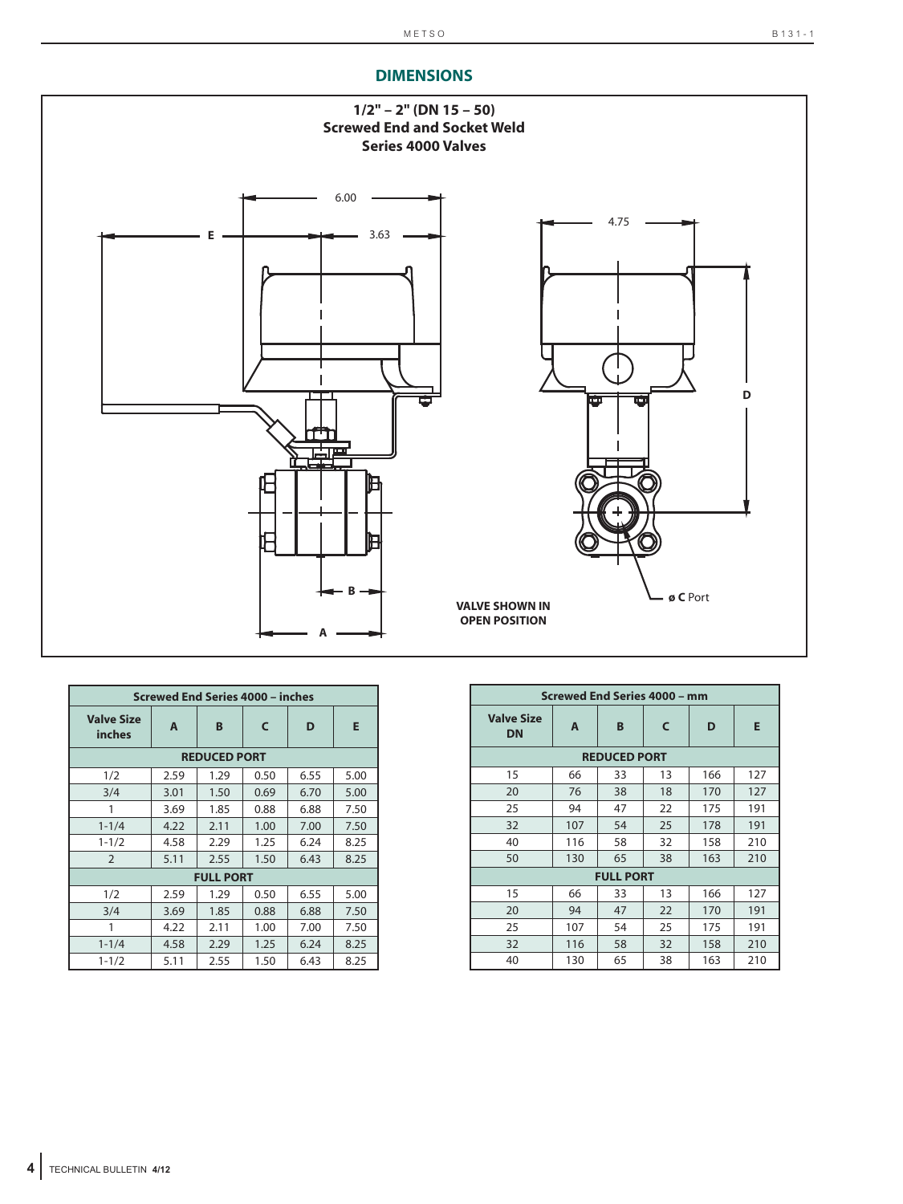## DIMENSIONS

**1/2" – 2" (DN 15 – 50)**
**Screwed End and Socket Weld**
**Series 4000 Valves**

6.00

E

3.63

4.75

D

B

A

ø C Port

**VALVE SHOWN IN OPEN POSITION**

| Screwed End Series 4000 – inches | | | | | |
|---|---|---|---|---|---|
| **Valve Size inches** | **A** | **B** | **C** | **D** | **E** |
| **REDUCED PORT** | | | | | |
| 1/2 | 2.59 | 1.29 | 0.50 | 6.55 | 5.00 |
| 3/4 | 3.01 | 1.50 | 0.69 | 6.70 | 5.00 |
| 1 | 3.69 | 1.85 | 0.88 | 6.88 | 7.50 |
| 1-1/4 | 4.22 | 2.11 | 1.00 | 7.00 | 7.50 |
| 1-1/2 | 4.58 | 2.29 | 1.25 | 6.24 | 8.25 |
| 2 | 5.11 | 2.55 | 1.50 | 6.43 | 8.25 |
| **FULL PORT** | | | | | |
| 1/2 | 2.59 | 1.29 | 0.50 | 6.55 | 5.00 |
| 3/4 | 3.69 | 1.85 | 0.88 | 6.88 | 7.50 |
| 1 | 4.22 | 2.11 | 1.00 | 7.00 | 7.50 |
| 1-1/4 | 4.58 | 2.29 | 1.25 | 6.24 | 8.25 |
| 1-1/2 | 5.11 | 2.55 | 1.50 | 6.43 | 8.25 |

| Screwed End Series 4000 – mm | | | | | |
|---|---|---|---|---|---|
| **Valve Size DN** | **A** | **B** | **C** | **D** | **E** |
| **REDUCED PORT** | | | | | |
| 15 | 66 | 33 | 13 | 166 | 127 |
| 20 | 76 | 38 | 18 | 170 | 127 |
| 25 | 94 | 47 | 22 | 175 | 191 |
| 32 | 107 | 54 | 25 | 178 | 191 |
| 40 | 116 | 58 | 32 | 158 | 210 |
| 50 | 130 | 65 | 38 | 163 | 210 |
| **FULL PORT** | | | | | |
| 15 | 66 | 33 | 13 | 166 | 127 |
| 20 | 94 | 47 | 22 | 170 | 191 |
| 25 | 107 | 54 | 25 | 175 | 191 |
| 32 | 116 | 58 | 32 | 158 | 210 |
| 40 | 130 | 65 | 38 | 163 | 210 |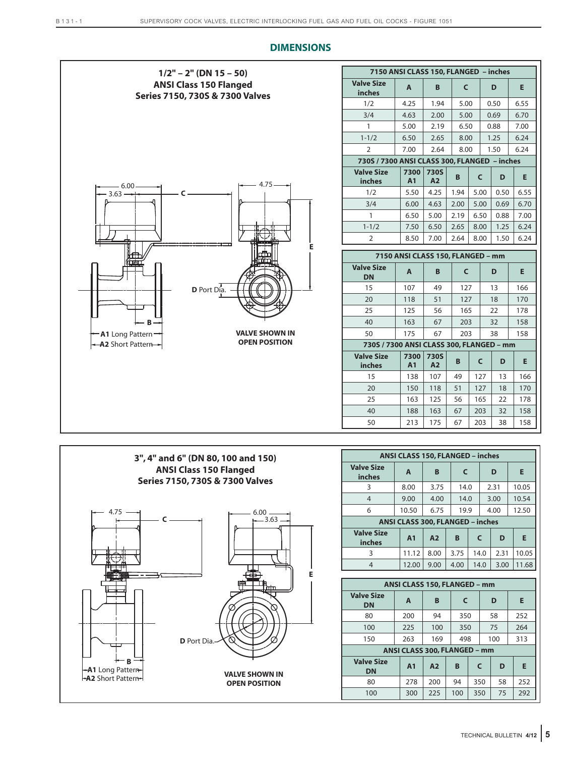## DIMENSIONS

**1/2" – 2" (DN 15 – 50)**
**ANSI Class 150 Flanged**
**Series 7150, 730S & 7300 Valves**

6.00, 3.63, C, 4.75, E, D Port Dia., B, A1 Long Pattern, A2 Short Pattern

**VALVE SHOWN IN OPEN POSITION**

| 7150 ANSI CLASS 150, FLANGED – inches | | | | | |
|---|---|---|---|---|---|
| Valve Size inches | A | B | C | D | E |
| 1/2 | 4.25 | 1.94 | 5.00 | 0.50 | 6.55 |
| 3/4 | 4.63 | 2.00 | 5.00 | 0.69 | 6.70 |
| 1 | 5.00 | 2.19 | 6.50 | 0.88 | 7.00 |
| 1-1/2 | 6.50 | 2.65 | 8.00 | 1.25 | 6.24 |
| 2 | 7.00 | 2.64 | 8.00 | 1.50 | 6.24 |

| 730S / 7300 ANSI CLASS 300, FLANGED – inches | | | | | | |
|---|---|---|---|---|---|---|
| Valve Size inches | 7300 A1 | 730S A2 | B | C | D | E |
| 1/2 | 5.50 | 4.25 | 1.94 | 5.00 | 0.50 | 6.55 |
| 3/4 | 6.00 | 4.63 | 2.00 | 5.00 | 0.69 | 6.70 |
| 1 | 6.50 | 5.00 | 2.19 | 6.50 | 0.88 | 7.00 |
| 1-1/2 | 7.50 | 6.50 | 2.65 | 8.00 | 1.25 | 6.24 |
| 2 | 8.50 | 7.00 | 2.64 | 8.00 | 1.50 | 6.24 |

| 7150 ANSI CLASS 150, FLANGED – mm | | | | | |
|---|---|---|---|---|---|
| Valve Size DN | A | B | C | D | E |
| 15 | 107 | 49 | 127 | 13 | 166 |
| 20 | 118 | 51 | 127 | 18 | 170 |
| 25 | 125 | 56 | 165 | 22 | 178 |
| 40 | 163 | 67 | 203 | 32 | 158 |
| 50 | 175 | 67 | 203 | 38 | 158 |

| 730S / 7300 ANSI CLASS 300, FLANGED – mm | | | | | | |
|---|---|---|---|---|---|---|
| Valve Size inches | 7300 A1 | 730S A2 | B | C | D | E |
| 15 | 138 | 107 | 49 | 127 | 13 | 166 |
| 20 | 150 | 118 | 51 | 127 | 18 | 170 |
| 25 | 163 | 125 | 56 | 165 | 22 | 178 |
| 40 | 188 | 163 | 67 | 203 | 32 | 158 |
| 50 | 213 | 175 | 67 | 203 | 38 | 158 |

**3", 4" and 6" (DN 80, 100 and 150)**
**ANSI Class 150 Flanged**
**Series 7150, 730S & 7300 Valves**

4.75, C, 6.00, 3.63, E, D Port Dia., B, A1 Long Pattern, A2 Short Pattern

**VALVE SHOWN IN OPEN POSITION**

| ANSI CLASS 150, FLANGED – inches | | | | | |
|---|---|---|---|---|---|
| Valve Size inches | A | B | C | D | E |
| 3 | 8.00 | 3.75 | 14.0 | 2.31 | 10.05 |
| 4 | 9.00 | 4.00 | 14.0 | 3.00 | 10.54 |
| 6 | 10.50 | 6.75 | 19.9 | 4.00 | 12.50 |

| ANSI CLASS 300, FLANGED – inches | | | | | | |
|---|---|---|---|---|---|---|
| Valve Size inches | A1 | A2 | B | C | D | E |
| 3 | 11.12 | 8.00 | 3.75 | 14.0 | 2.31 | 10.05 |
| 4 | 12.00 | 9.00 | 4.00 | 14.0 | 3.00 | 11.68 |

| ANSI CLASS 150, FLANGED – mm | | | | | |
|---|---|---|---|---|---|
| Valve Size DN | A | B | C | D | E |
| 80 | 200 | 94 | 350 | 58 | 252 |
| 100 | 225 | 100 | 350 | 75 | 264 |
| 150 | 263 | 169 | 498 | 100 | 313 |

| ANSI CLASS 300, FLANGED – mm | | | | | | |
|---|---|---|---|---|---|---|
| Valve Size DN | A1 | A2 | B | C | D | E |
| 80 | 278 | 200 | 94 | 350 | 58 | 252 |
| 100 | 300 | 225 | 100 | 350 | 75 | 292 |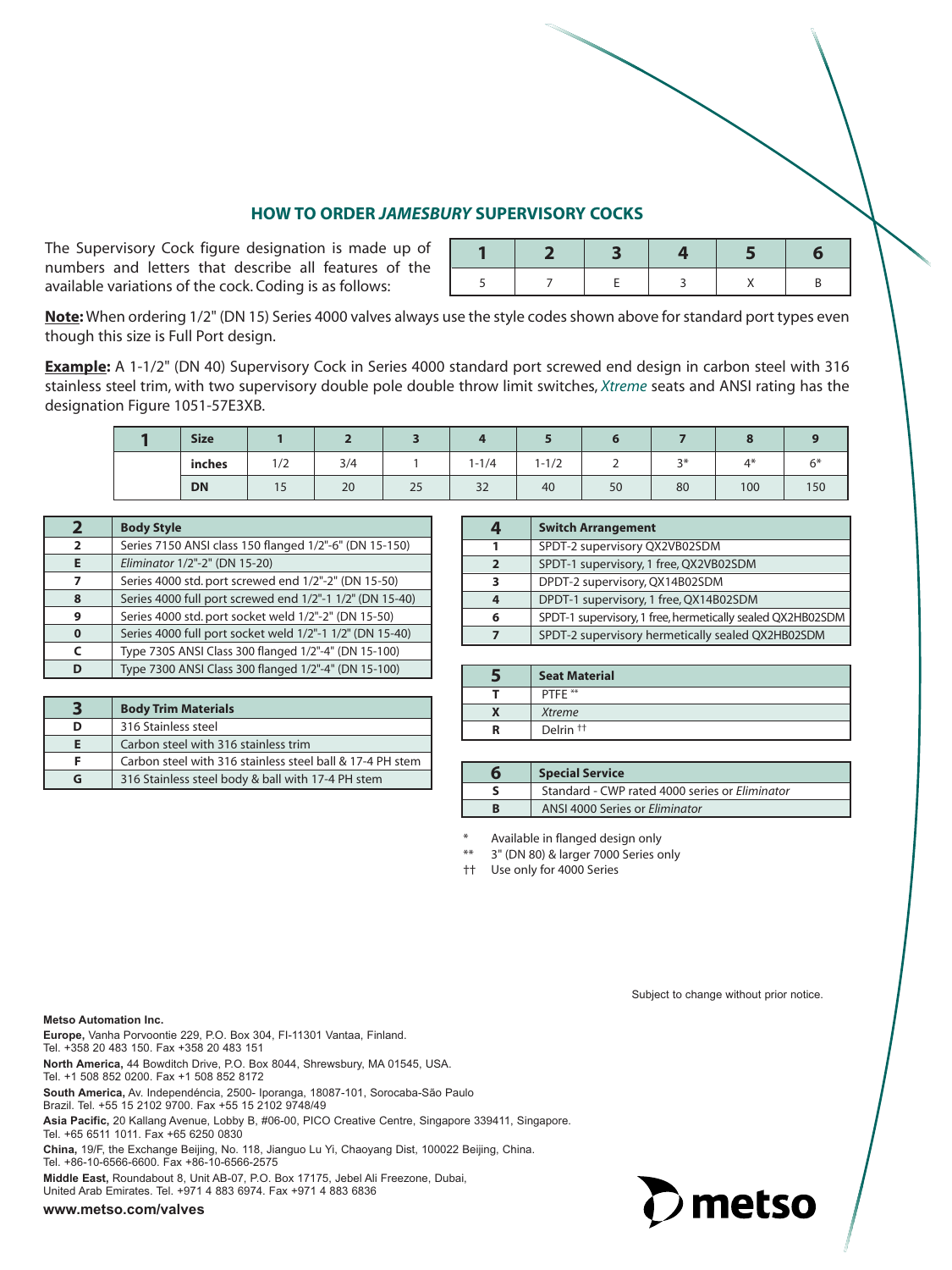## HOW TO ORDER *JAMESBURY* SUPERVISORY COCKS

The Supervisory Cock figure designation is made up of numbers and letters that describe all features of the available variations of the cock. Coding is as follows:

| 1 | 2 | 3 | 4 | 5 | 6 |
|---|---|---|---|---|---|
| 5 | 7 | E | 3 | X | B |

**Note:** When ordering 1/2" (DN 15) Series 4000 valves always use the style codes shown above for standard port types even though this size is Full Port design.

**Example:** A 1-1/2" (DN 40) Supervisory Cock in Series 4000 standard port screwed end design in carbon steel with 316 stainless steel trim, with two supervisory double pole double throw limit switches, *Xtreme* seats and ANSI rating has the designation Figure 1051-57E3XB.

| 1 | Size | 1 | 2 | 3 | 4 | 5 | 6 | 7 | 8 | 9 |
|---|---|---|---|---|---|---|---|---|---|---|
| | inches | 1/2 | 3/4 | 1 | 1-1/4 | 1-1/2 | 2 | 3* | 4* | 6* |
| | DN | 15 | 20 | 25 | 32 | 40 | 50 | 80 | 100 | 150 |

| 2 | Body Style |
|---|---|
| 2 | Series 7150 ANSI class 150 flanged 1/2"-6" (DN 15-150) |
| E | *Eliminator* 1/2"-2" (DN 15-20) |
| 7 | Series 4000 std. port screwed end 1/2"-2" (DN 15-50) |
| 8 | Series 4000 full port screwed end 1/2"-1 1/2" (DN 15-40) |
| 9 | Series 4000 std. port socket weld 1/2"-2" (DN 15-50) |
| 0 | Series 4000 full port socket weld 1/2"-1 1/2" (DN 15-40) |
| C | Type 730S ANSI Class 300 flanged 1/2"-4" (DN 15-100) |
| D | Type 7300 ANSI Class 300 flanged 1/2"-4" (DN 15-100) |

| 3 | Body Trim Materials |
|---|---|
| D | 316 Stainless steel |
| E | Carbon steel with 316 stainless trim |
| F | Carbon steel with 316 stainless steel ball & 17-4 PH stem |
| G | 316 Stainless steel body & ball with 17-4 PH stem |

| 4 | Switch Arrangement |
|---|---|
| 1 | SPDT-2 supervisory QX2VB02SDM |
| 2 | SPDT-1 supervisory, 1 free, QX2VB02SDM |
| 3 | DPDT-2 supervisory, QX14B02SDM |
| 4 | DPDT-1 supervisory, 1 free, QX14B02SDM |
| 6 | SPDT-1 supervisory, 1 free, hermetically sealed QX2HB02SDM |
| 7 | SPDT-2 supervisory hermetically sealed QX2HB02SDM |

| 5 | Seat Material |
|---|---|
| T | PTFE ** |
| X | *Xtreme* |
| R | Delrin †† |

| 6 | Special Service |
|---|---|
| S | Standard - CWP rated 4000 series or *Eliminator* |
| B | ANSI 4000 Series or *Eliminator* |

\* Available in flanged design only

** 3" (DN 80) & larger 7000 Series only

†† Use only for 4000 Series

Subject to change without prior notice.

**Metso Automation Inc.**

**Europe,** Vanha Porvoontie 229, P.O. Box 304, FI-11301 Vantaa, Finland.
Tel. +358 20 483 150. Fax +358 20 483 151

**North America,** 44 Bowditch Drive, P.O. Box 8044, Shrewsbury, MA 01545, USA.
Tel. +1 508 852 0200. Fax +1 508 852 8172

**South America,** Av. Independência, 2500- Iporanga, 18087-101, Sorocaba-São Paulo
Brazil. Tel. +55 15 2102 9700. Fax +55 15 2102 9748/49

**Asia Pacific,** 20 Kallang Avenue, Lobby B, #06-00, PICO Creative Centre, Singapore 339411, Singapore.
Tel. +65 6511 1011. Fax +65 6250 0830

**China,** 19/F, the Exchange Beijing, No. 118, Jianguo Lu Yi, Chaoyang Dist, 100022 Beijing, China.
Tel. +86-10-6566-6600. Fax +86-10-6566-2575

**Middle East,** Roundabout 8, Unit AB-07, P.O. Box 17175, Jebel Ali Freezone, Dubai,
United Arab Emirates. Tel. +971 4 883 6974. Fax +971 4 883 6836

**www.metso.com/valves**

metso